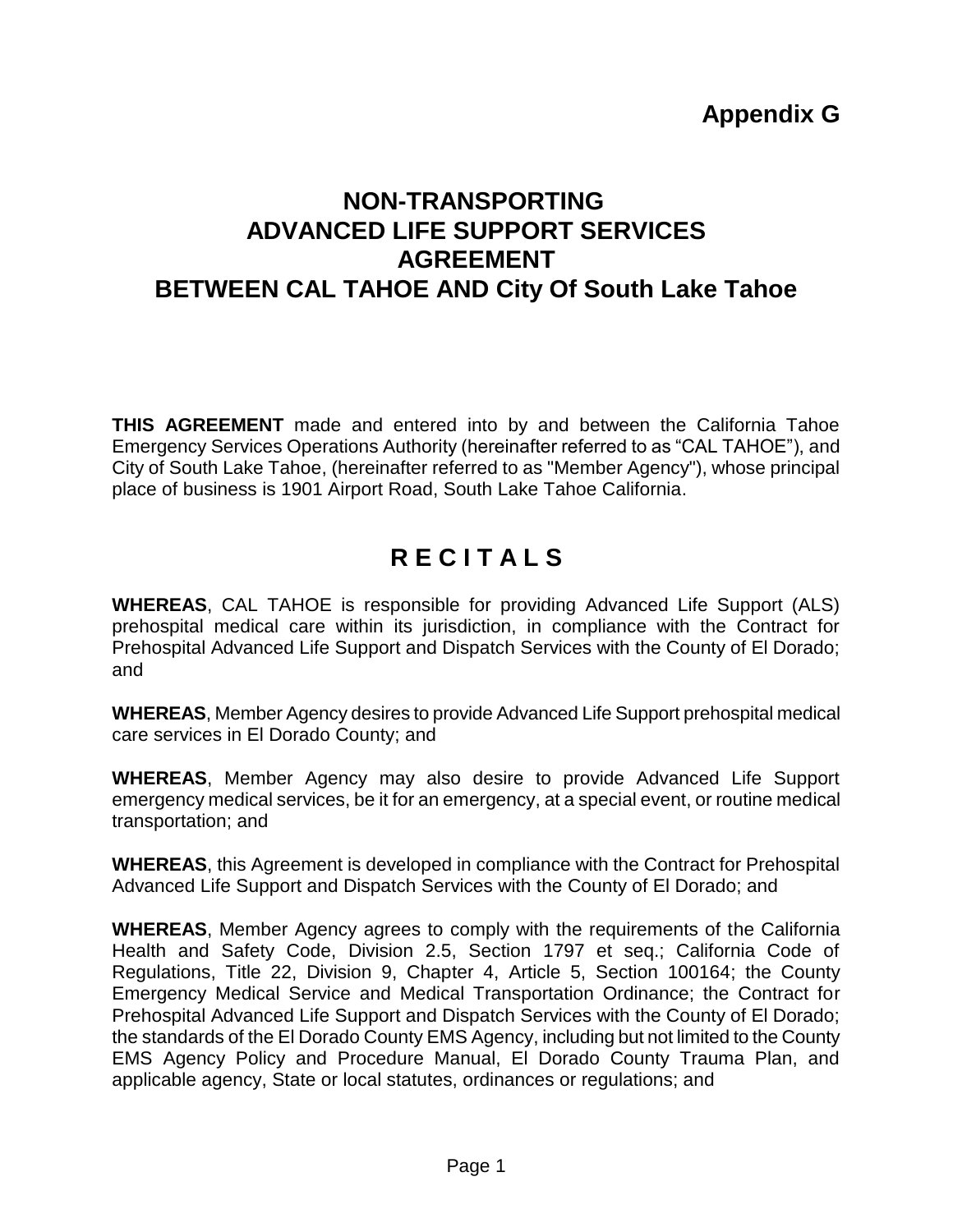**Appendix G**

# NON-TRANSPORTING ADVANCED LIFE SUPPORT SERVICES AGREEMENT BETWEEN CAL TAHOE AND City Of South Lake Tahoe

**THIS AGREEMENT** made and entered into by and between the California Tahoe Emergency Services Operations Authority (hereinafter referred to as "CAL TAHOE"), and City of South Lake Tahoe, (hereinafter referred to as "Member Agency"), whose principal place of business is 1901 Airport Road, South Lake Tahoe California.

## R E C I T A L S

**WHEREAS**, CAL TAHOE is responsible for providing Advanced Life Support (ALS) prehospital medical care within its jurisdiction, in compliance with the Contract for Prehospital Advanced Life Support and Dispatch Services with the County of El Dorado; and

**WHEREAS**, Member Agency desires to provide Advanced Life Support prehospital medical care services in El Dorado County; and

**WHEREAS**, Member Agency may also desire to provide Advanced Life Support emergency medical services, be it for an emergency, at a special event, or routine medical transportation; and

**WHEREAS**, this Agreement is developed in compliance with the Contract for Prehospital Advanced Life Support and Dispatch Services with the County of El Dorado; and

**WHEREAS**, Member Agency agrees to comply with the requirements of the California Health and Safety Code, Division 2.5, Section 1797 et seq.; California Code of Regulations, Title 22, Division 9, Chapter 4, Article 5, Section 100164; the County Emergency Medical Service and Medical Transportation Ordinance; the Contract for Prehospital Advanced Life Support and Dispatch Services with the County of El Dorado; the standards of the El Dorado County EMS Agency, including but not limited to the County EMS Agency Policy and Procedure Manual, El Dorado County Trauma Plan, and applicable agency, State or local statutes, ordinances or regulations; and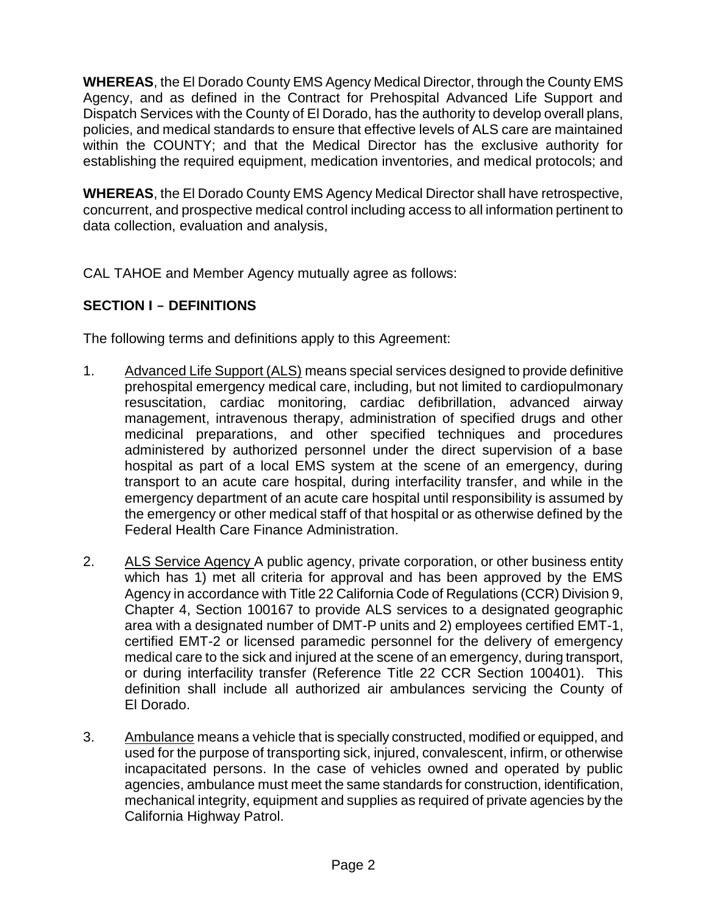**WHEREAS**, the El Dorado County EMS Agency Medical Director, through the County EMS Agency, and as defined in the Contract for Prehospital Advanced Life Support and Dispatch Services with the County of El Dorado, has the authority to develop overall plans, policies, and medical standards to ensure that effective levels of ALS care are maintained within the COUNTY; and that the Medical Director has the exclusive authority for establishing the required equipment, medication inventories, and medical protocols; and

**WHEREAS**, the El Dorado County EMS Agency Medical Director shall have retrospective, concurrent, and prospective medical control including access to all information pertinent to data collection, evaluation and analysis,

CAL TAHOE and Member Agency mutually agree as follows:

## SECTION I – DEFINITIONS

The following terms and definitions apply to this Agreement:

1. Advanced Life Support (ALS) means special services designed to provide definitive prehospital emergency medical care, including, but not limited to cardiopulmonary resuscitation, cardiac monitoring, cardiac defibrillation, advanced airway management, intravenous therapy, administration of specified drugs and other medicinal preparations, and other specified techniques and procedures administered by authorized personnel under the direct supervision of a base hospital as part of a local EMS system at the scene of an emergency, during transport to an acute care hospital, during interfacility transfer, and while in the emergency department of an acute care hospital until responsibility is assumed by the emergency or other medical staff of that hospital or as otherwise defined by the Federal Health Care Finance Administration.

2. ALS Service Agency A public agency, private corporation, or other business entity which has 1) met all criteria for approval and has been approved by the EMS Agency in accordance with Title 22 California Code of Regulations (CCR) Division 9, Chapter 4, Section 100167 to provide ALS services to a designated geographic area with a designated number of DMT-P units and 2) employees certified EMT-1, certified EMT-2 or licensed paramedic personnel for the delivery of emergency medical care to the sick and injured at the scene of an emergency, during transport, or during interfacility transfer (Reference Title 22 CCR Section 100401). This definition shall include all authorized air ambulances servicing the County of El Dorado.

3. Ambulance means a vehicle that is specially constructed, modified or equipped, and used for the purpose of transporting sick, injured, convalescent, infirm, or otherwise incapacitated persons. In the case of vehicles owned and operated by public agencies, ambulance must meet the same standards for construction, identification, mechanical integrity, equipment and supplies as required of private agencies by the California Highway Patrol.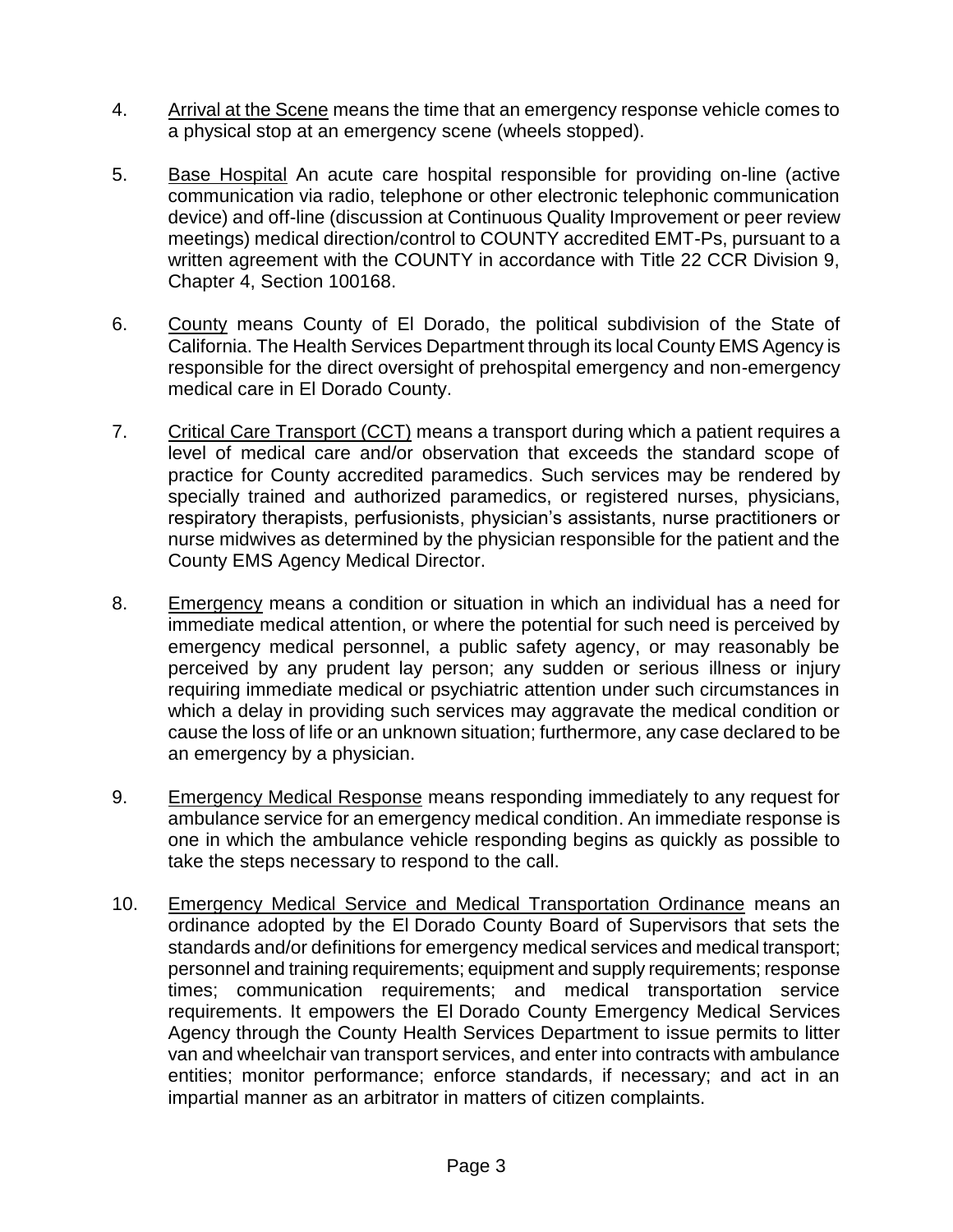4. <u>Arrival at the Scene</u> means the time that an emergency response vehicle comes to a physical stop at an emergency scene (wheels stopped).

5. <u>Base Hospital</u> An acute care hospital responsible for providing on-line (active communication via radio, telephone or other electronic telephonic communication device) and off-line (discussion at Continuous Quality Improvement or peer review meetings) medical direction/control to COUNTY accredited EMT-Ps, pursuant to a written agreement with the COUNTY in accordance with Title 22 CCR Division 9, Chapter 4, Section 100168.

6. <u>County</u> means County of El Dorado, the political subdivision of the State of California. The Health Services Department through its local County EMS Agency is responsible for the direct oversight of prehospital emergency and non-emergency medical care in El Dorado County.

7. <u>Critical Care Transport (CCT)</u> means a transport during which a patient requires a level of medical care and/or observation that exceeds the standard scope of practice for County accredited paramedics. Such services may be rendered by specially trained and authorized paramedics, or registered nurses, physicians, respiratory therapists, perfusionists, physician's assistants, nurse practitioners or nurse midwives as determined by the physician responsible for the patient and the County EMS Agency Medical Director.

8. <u>Emergency</u> means a condition or situation in which an individual has a need for immediate medical attention, or where the potential for such need is perceived by emergency medical personnel, a public safety agency, or may reasonably be perceived by any prudent lay person; any sudden or serious illness or injury requiring immediate medical or psychiatric attention under such circumstances in which a delay in providing such services may aggravate the medical condition or cause the loss of life or an unknown situation; furthermore, any case declared to be an emergency by a physician.

9. <u>Emergency Medical Response</u> means responding immediately to any request for ambulance service for an emergency medical condition. An immediate response is one in which the ambulance vehicle responding begins as quickly as possible to take the steps necessary to respond to the call.

10. <u>Emergency Medical Service and Medical Transportation Ordinance</u> means an ordinance adopted by the El Dorado County Board of Supervisors that sets the standards and/or definitions for emergency medical services and medical transport; personnel and training requirements; equipment and supply requirements; response times; communication requirements; and medical transportation service requirements. It empowers the El Dorado County Emergency Medical Services Agency through the County Health Services Department to issue permits to litter van and wheelchair van transport services, and enter into contracts with ambulance entities; monitor performance; enforce standards, if necessary; and act in an impartial manner as an arbitrator in matters of citizen complaints.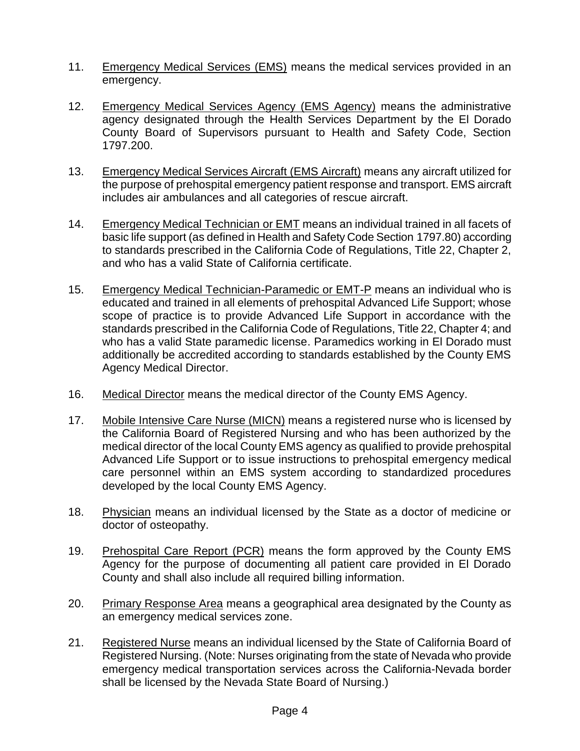11. Emergency Medical Services (EMS) means the medical services provided in an emergency.

12. Emergency Medical Services Agency (EMS Agency) means the administrative agency designated through the Health Services Department by the El Dorado County Board of Supervisors pursuant to Health and Safety Code, Section 1797.200.

13. Emergency Medical Services Aircraft (EMS Aircraft) means any aircraft utilized for the purpose of prehospital emergency patient response and transport. EMS aircraft includes air ambulances and all categories of rescue aircraft.

14. Emergency Medical Technician or EMT means an individual trained in all facets of basic life support (as defined in Health and Safety Code Section 1797.80) according to standards prescribed in the California Code of Regulations, Title 22, Chapter 2, and who has a valid State of California certificate.

15. Emergency Medical Technician-Paramedic or EMT-P means an individual who is educated and trained in all elements of prehospital Advanced Life Support; whose scope of practice is to provide Advanced Life Support in accordance with the standards prescribed in the California Code of Regulations, Title 22, Chapter 4; and who has a valid State paramedic license. Paramedics working in El Dorado must additionally be accredited according to standards established by the County EMS Agency Medical Director.

16. Medical Director means the medical director of the County EMS Agency.

17. Mobile Intensive Care Nurse (MICN) means a registered nurse who is licensed by the California Board of Registered Nursing and who has been authorized by the medical director of the local County EMS agency as qualified to provide prehospital Advanced Life Support or to issue instructions to prehospital emergency medical care personnel within an EMS system according to standardized procedures developed by the local County EMS Agency.

18. Physician means an individual licensed by the State as a doctor of medicine or doctor of osteopathy.

19. Prehospital Care Report (PCR) means the form approved by the County EMS Agency for the purpose of documenting all patient care provided in El Dorado County and shall also include all required billing information.

20. Primary Response Area means a geographical area designated by the County as an emergency medical services zone.

21. Registered Nurse means an individual licensed by the State of California Board of Registered Nursing. (Note: Nurses originating from the state of Nevada who provide emergency medical transportation services across the California-Nevada border shall be licensed by the Nevada State Board of Nursing.)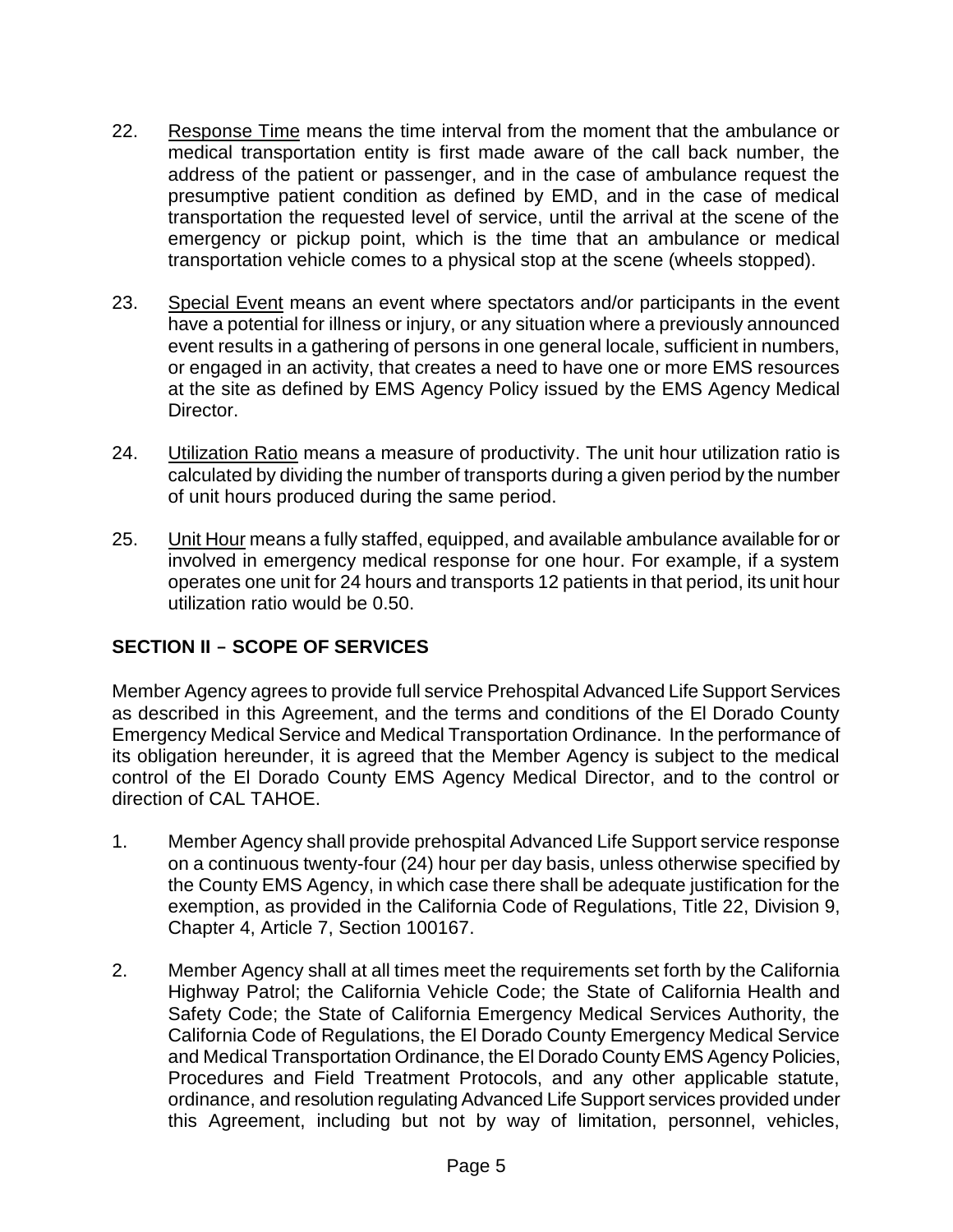22. Response Time means the time interval from the moment that the ambulance or medical transportation entity is first made aware of the call back number, the address of the patient or passenger, and in the case of ambulance request the presumptive patient condition as defined by EMD, and in the case of medical transportation the requested level of service, until the arrival at the scene of the emergency or pickup point, which is the time that an ambulance or medical transportation vehicle comes to a physical stop at the scene (wheels stopped).

23. Special Event means an event where spectators and/or participants in the event have a potential for illness or injury, or any situation where a previously announced event results in a gathering of persons in one general locale, sufficient in numbers, or engaged in an activity, that creates a need to have one or more EMS resources at the site as defined by EMS Agency Policy issued by the EMS Agency Medical Director.

24. Utilization Ratio means a measure of productivity. The unit hour utilization ratio is calculated by dividing the number of transports during a given period by the number of unit hours produced during the same period.

25. Unit Hour means a fully staffed, equipped, and available ambulance available for or involved in emergency medical response for one hour. For example, if a system operates one unit for 24 hours and transports 12 patients in that period, its unit hour utilization ratio would be 0.50.

## SECTION II – SCOPE OF SERVICES

Member Agency agrees to provide full service Prehospital Advanced Life Support Services as described in this Agreement, and the terms and conditions of the El Dorado County Emergency Medical Service and Medical Transportation Ordinance. In the performance of its obligation hereunder, it is agreed that the Member Agency is subject to the medical control of the El Dorado County EMS Agency Medical Director, and to the control or direction of CAL TAHOE.

1. Member Agency shall provide prehospital Advanced Life Support service response on a continuous twenty-four (24) hour per day basis, unless otherwise specified by the County EMS Agency, in which case there shall be adequate justification for the exemption, as provided in the California Code of Regulations, Title 22, Division 9, Chapter 4, Article 7, Section 100167.

2. Member Agency shall at all times meet the requirements set forth by the California Highway Patrol; the California Vehicle Code; the State of California Health and Safety Code; the State of California Emergency Medical Services Authority, the California Code of Regulations, the El Dorado County Emergency Medical Service and Medical Transportation Ordinance, the El Dorado County EMS Agency Policies, Procedures and Field Treatment Protocols, and any other applicable statute, ordinance, and resolution regulating Advanced Life Support services provided under this Agreement, including but not by way of limitation, personnel, vehicles,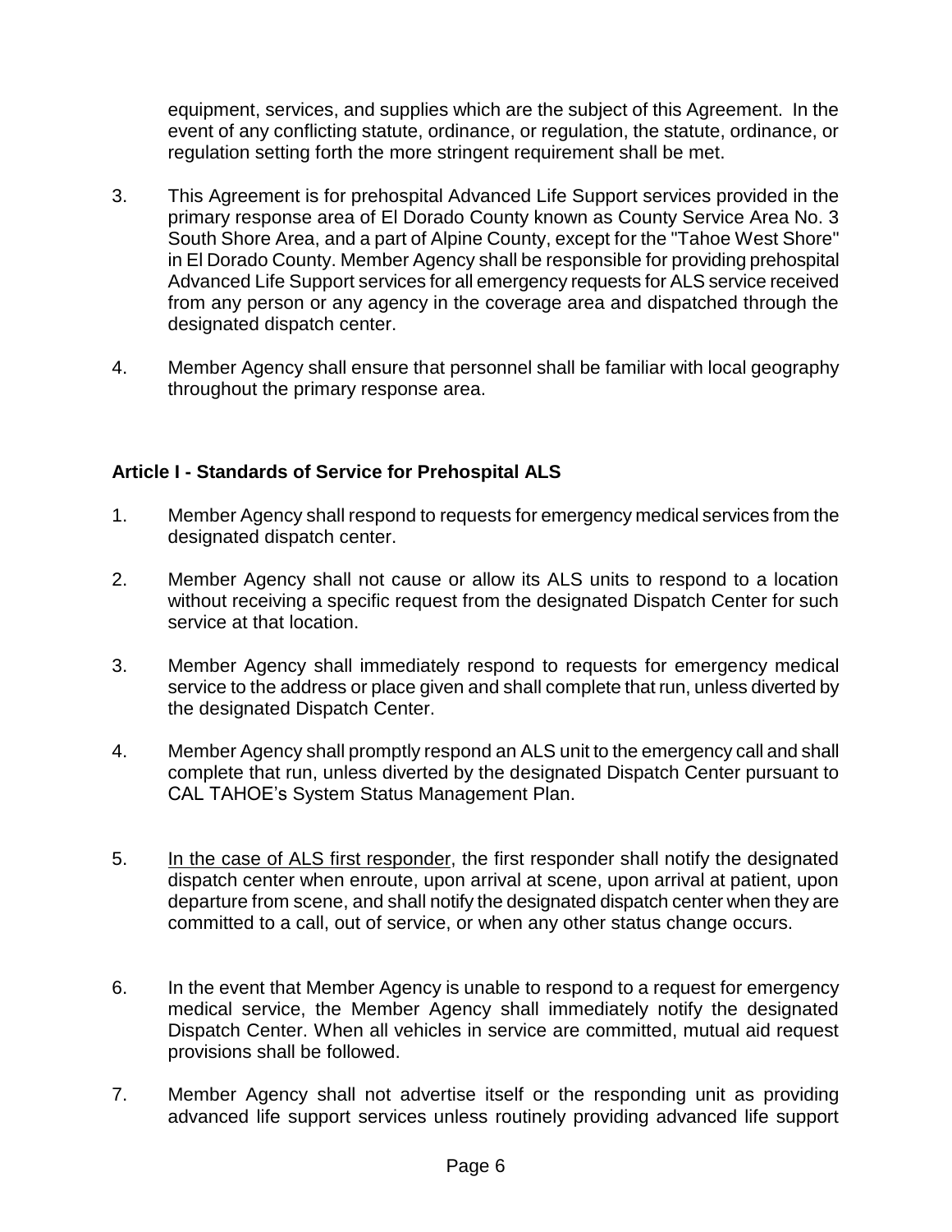equipment, services, and supplies which are the subject of this Agreement. In the event of any conflicting statute, ordinance, or regulation, the statute, ordinance, or regulation setting forth the more stringent requirement shall be met.

3. This Agreement is for prehospital Advanced Life Support services provided in the primary response area of El Dorado County known as County Service Area No. 3 South Shore Area, and a part of Alpine County, except for the "Tahoe West Shore" in El Dorado County. Member Agency shall be responsible for providing prehospital Advanced Life Support services for all emergency requests for ALS service received from any person or any agency in the coverage area and dispatched through the designated dispatch center.

4. Member Agency shall ensure that personnel shall be familiar with local geography throughout the primary response area.

### Article I - Standards of Service for Prehospital ALS

1. Member Agency shall respond to requests for emergency medical services from the designated dispatch center.

2. Member Agency shall not cause or allow its ALS units to respond to a location without receiving a specific request from the designated Dispatch Center for such service at that location.

3. Member Agency shall immediately respond to requests for emergency medical service to the address or place given and shall complete that run, unless diverted by the designated Dispatch Center.

4. Member Agency shall promptly respond an ALS unit to the emergency call and shall complete that run, unless diverted by the designated Dispatch Center pursuant to CAL TAHOE's System Status Management Plan.

5. <u>In the case of ALS first responder</u>, the first responder shall notify the designated dispatch center when enroute, upon arrival at scene, upon arrival at patient, upon departure from scene, and shall notify the designated dispatch center when they are committed to a call, out of service, or when any other status change occurs.

6. In the event that Member Agency is unable to respond to a request for emergency medical service, the Member Agency shall immediately notify the designated Dispatch Center. When all vehicles in service are committed, mutual aid request provisions shall be followed.

7. Member Agency shall not advertise itself or the responding unit as providing advanced life support services unless routinely providing advanced life support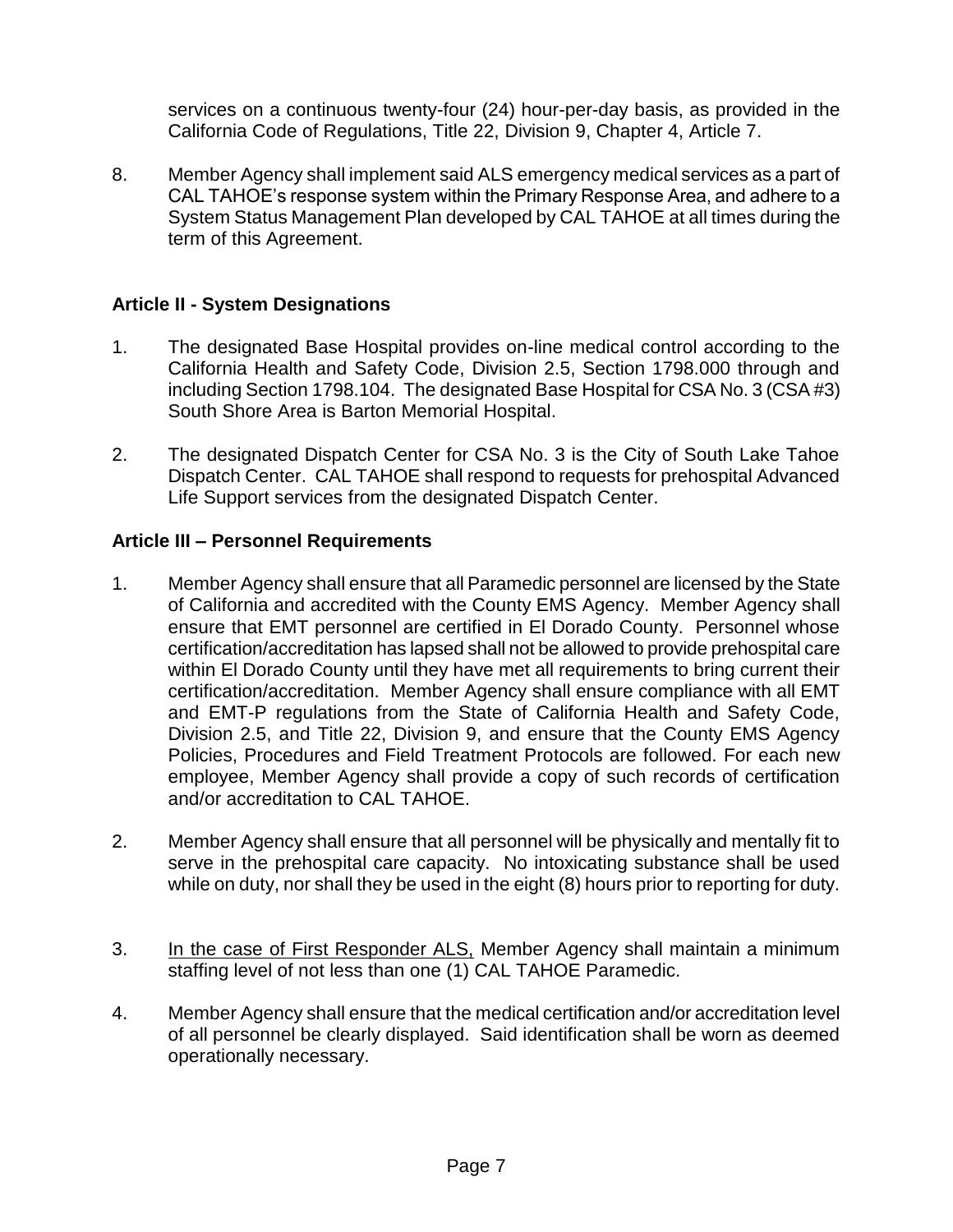services on a continuous twenty-four (24) hour-per-day basis, as provided in the California Code of Regulations, Title 22, Division 9, Chapter 4, Article 7.

8. Member Agency shall implement said ALS emergency medical services as a part of CAL TAHOE's response system within the Primary Response Area, and adhere to a System Status Management Plan developed by CAL TAHOE at all times during the term of this Agreement.

## Article II - System Designations

1. The designated Base Hospital provides on-line medical control according to the California Health and Safety Code, Division 2.5, Section 1798.000 through and including Section 1798.104. The designated Base Hospital for CSA No. 3 (CSA #3) South Shore Area is Barton Memorial Hospital.

2. The designated Dispatch Center for CSA No. 3 is the City of South Lake Tahoe Dispatch Center. CAL TAHOE shall respond to requests for prehospital Advanced Life Support services from the designated Dispatch Center.

## Article III – Personnel Requirements

1. Member Agency shall ensure that all Paramedic personnel are licensed by the State of California and accredited with the County EMS Agency. Member Agency shall ensure that EMT personnel are certified in El Dorado County. Personnel whose certification/accreditation has lapsed shall not be allowed to provide prehospital care within El Dorado County until they have met all requirements to bring current their certification/accreditation. Member Agency shall ensure compliance with all EMT and EMT-P regulations from the State of California Health and Safety Code, Division 2.5, and Title 22, Division 9, and ensure that the County EMS Agency Policies, Procedures and Field Treatment Protocols are followed. For each new employee, Member Agency shall provide a copy of such records of certification and/or accreditation to CAL TAHOE.

2. Member Agency shall ensure that all personnel will be physically and mentally fit to serve in the prehospital care capacity. No intoxicating substance shall be used while on duty, nor shall they be used in the eight (8) hours prior to reporting for duty.

3. <u>In the case of First Responder ALS,</u> Member Agency shall maintain a minimum staffing level of not less than one (1) CAL TAHOE Paramedic.

4. Member Agency shall ensure that the medical certification and/or accreditation level of all personnel be clearly displayed. Said identification shall be worn as deemed operationally necessary.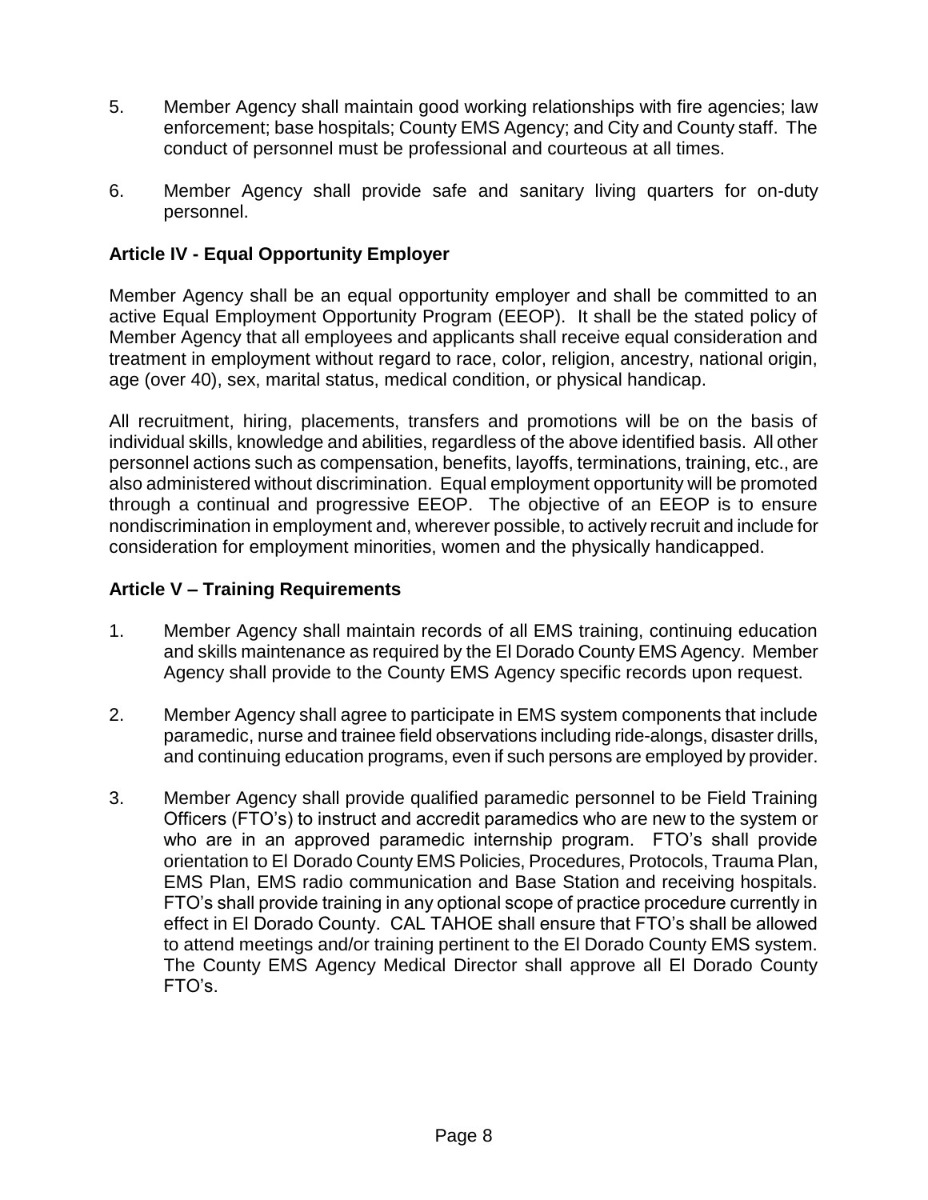5. Member Agency shall maintain good working relationships with fire agencies; law enforcement; base hospitals; County EMS Agency; and City and County staff. The conduct of personnel must be professional and courteous at all times.

6. Member Agency shall provide safe and sanitary living quarters for on-duty personnel.

### Article IV - Equal Opportunity Employer

Member Agency shall be an equal opportunity employer and shall be committed to an active Equal Employment Opportunity Program (EEOP). It shall be the stated policy of Member Agency that all employees and applicants shall receive equal consideration and treatment in employment without regard to race, color, religion, ancestry, national origin, age (over 40), sex, marital status, medical condition, or physical handicap.

All recruitment, hiring, placements, transfers and promotions will be on the basis of individual skills, knowledge and abilities, regardless of the above identified basis. All other personnel actions such as compensation, benefits, layoffs, terminations, training, etc., are also administered without discrimination. Equal employment opportunity will be promoted through a continual and progressive EEOP. The objective of an EEOP is to ensure nondiscrimination in employment and, wherever possible, to actively recruit and include for consideration for employment minorities, women and the physically handicapped.

### Article V – Training Requirements

1. Member Agency shall maintain records of all EMS training, continuing education and skills maintenance as required by the El Dorado County EMS Agency. Member Agency shall provide to the County EMS Agency specific records upon request.

2. Member Agency shall agree to participate in EMS system components that include paramedic, nurse and trainee field observations including ride-alongs, disaster drills, and continuing education programs, even if such persons are employed by provider.

3. Member Agency shall provide qualified paramedic personnel to be Field Training Officers (FTO's) to instruct and accredit paramedics who are new to the system or who are in an approved paramedic internship program. FTO's shall provide orientation to El Dorado County EMS Policies, Procedures, Protocols, Trauma Plan, EMS Plan, EMS radio communication and Base Station and receiving hospitals. FTO's shall provide training in any optional scope of practice procedure currently in effect in El Dorado County. CAL TAHOE shall ensure that FTO's shall be allowed to attend meetings and/or training pertinent to the El Dorado County EMS system. The County EMS Agency Medical Director shall approve all El Dorado County FTO's.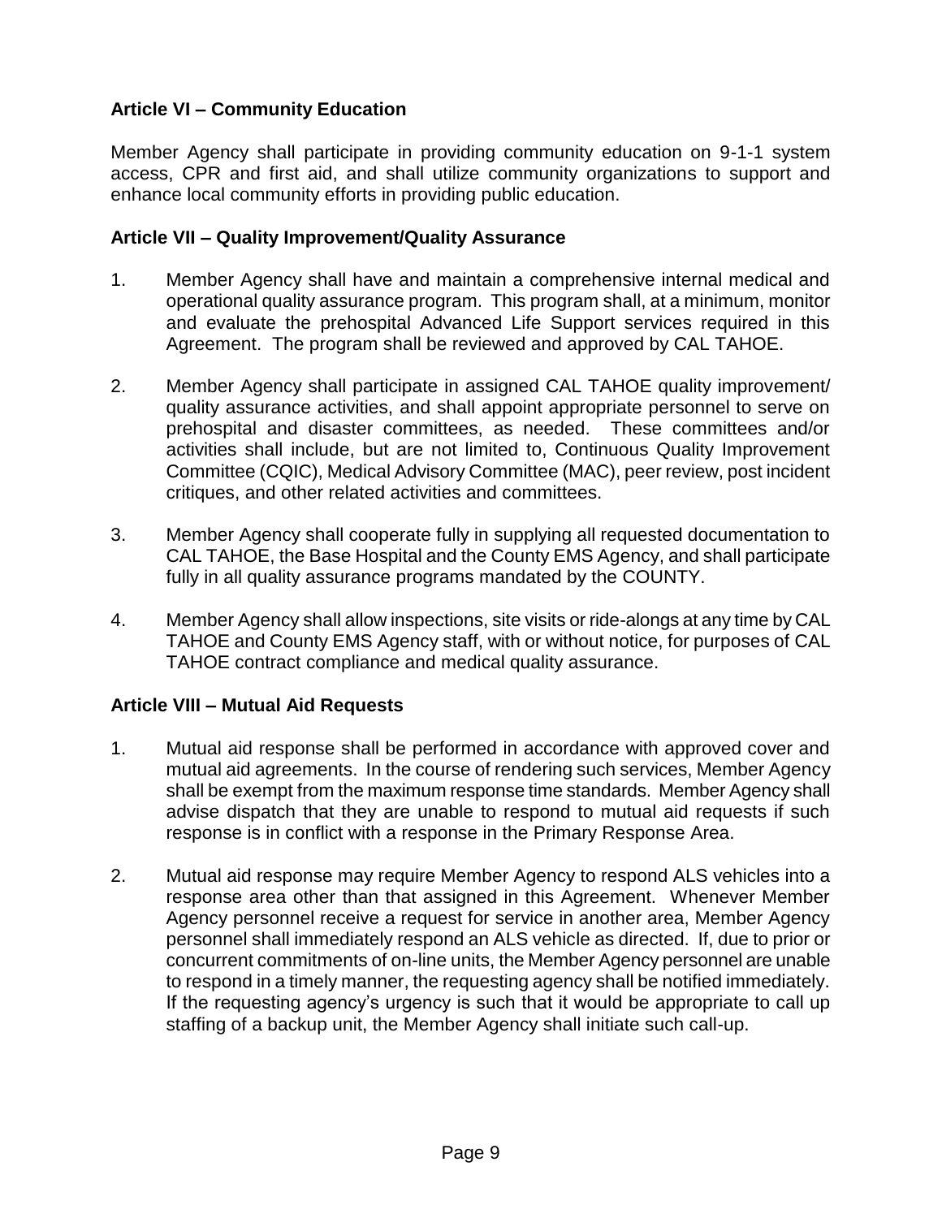### Article VI – Community Education

Member Agency shall participate in providing community education on 9-1-1 system access, CPR and first aid, and shall utilize community organizations to support and enhance local community efforts in providing public education.

### Article VII – Quality Improvement/Quality Assurance

1. Member Agency shall have and maintain a comprehensive internal medical and operational quality assurance program. This program shall, at a minimum, monitor and evaluate the prehospital Advanced Life Support services required in this Agreement. The program shall be reviewed and approved by CAL TAHOE.

2. Member Agency shall participate in assigned CAL TAHOE quality improvement/ quality assurance activities, and shall appoint appropriate personnel to serve on prehospital and disaster committees, as needed. These committees and/or activities shall include, but are not limited to, Continuous Quality Improvement Committee (CQIC), Medical Advisory Committee (MAC), peer review, post incident critiques, and other related activities and committees.

3. Member Agency shall cooperate fully in supplying all requested documentation to CAL TAHOE, the Base Hospital and the County EMS Agency, and shall participate fully in all quality assurance programs mandated by the COUNTY.

4. Member Agency shall allow inspections, site visits or ride-alongs at any time by CAL TAHOE and County EMS Agency staff, with or without notice, for purposes of CAL TAHOE contract compliance and medical quality assurance.

### Article VIII – Mutual Aid Requests

1. Mutual aid response shall be performed in accordance with approved cover and mutual aid agreements. In the course of rendering such services, Member Agency shall be exempt from the maximum response time standards. Member Agency shall advise dispatch that they are unable to respond to mutual aid requests if such response is in conflict with a response in the Primary Response Area.

2. Mutual aid response may require Member Agency to respond ALS vehicles into a response area other than that assigned in this Agreement. Whenever Member Agency personnel receive a request for service in another area, Member Agency personnel shall immediately respond an ALS vehicle as directed. If, due to prior or concurrent commitments of on-line units, the Member Agency personnel are unable to respond in a timely manner, the requesting agency shall be notified immediately. If the requesting agency's urgency is such that it would be appropriate to call up staffing of a backup unit, the Member Agency shall initiate such call-up.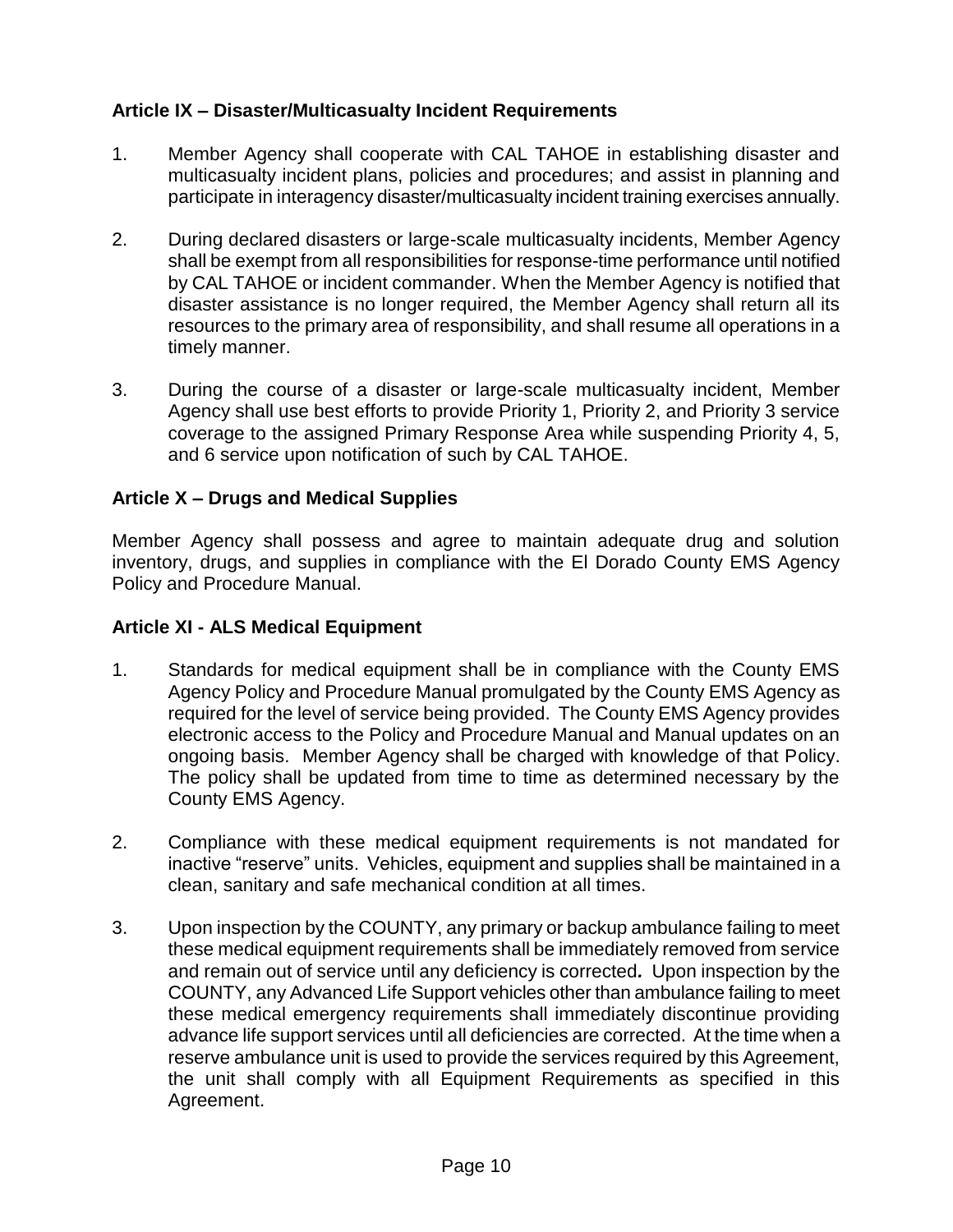### Article IX – Disaster/Multicasualty Incident Requirements

1. Member Agency shall cooperate with CAL TAHOE in establishing disaster and multicasualty incident plans, policies and procedures; and assist in planning and participate in interagency disaster/multicasualty incident training exercises annually.

2. During declared disasters or large-scale multicasualty incidents, Member Agency shall be exempt from all responsibilities for response-time performance until notified by CAL TAHOE or incident commander. When the Member Agency is notified that disaster assistance is no longer required, the Member Agency shall return all its resources to the primary area of responsibility, and shall resume all operations in a timely manner.

3. During the course of a disaster or large-scale multicasualty incident, Member Agency shall use best efforts to provide Priority 1, Priority 2, and Priority 3 service coverage to the assigned Primary Response Area while suspending Priority 4, 5, and 6 service upon notification of such by CAL TAHOE.

### Article X – Drugs and Medical Supplies

Member Agency shall possess and agree to maintain adequate drug and solution inventory, drugs, and supplies in compliance with the El Dorado County EMS Agency Policy and Procedure Manual.

### Article XI - ALS Medical Equipment

1. Standards for medical equipment shall be in compliance with the County EMS Agency Policy and Procedure Manual promulgated by the County EMS Agency as required for the level of service being provided. The County EMS Agency provides electronic access to the Policy and Procedure Manual and Manual updates on an ongoing basis. Member Agency shall be charged with knowledge of that Policy. The policy shall be updated from time to time as determined necessary by the County EMS Agency.

2. Compliance with these medical equipment requirements is not mandated for inactive "reserve" units. Vehicles, equipment and supplies shall be maintained in a clean, sanitary and safe mechanical condition at all times.

3. Upon inspection by the COUNTY, any primary or backup ambulance failing to meet these medical equipment requirements shall be immediately removed from service and remain out of service until any deficiency is corrected. Upon inspection by the COUNTY, any Advanced Life Support vehicles other than ambulance failing to meet these medical emergency requirements shall immediately discontinue providing advance life support services until all deficiencies are corrected. At the time when a reserve ambulance unit is used to provide the services required by this Agreement, the unit shall comply with all Equipment Requirements as specified in this Agreement.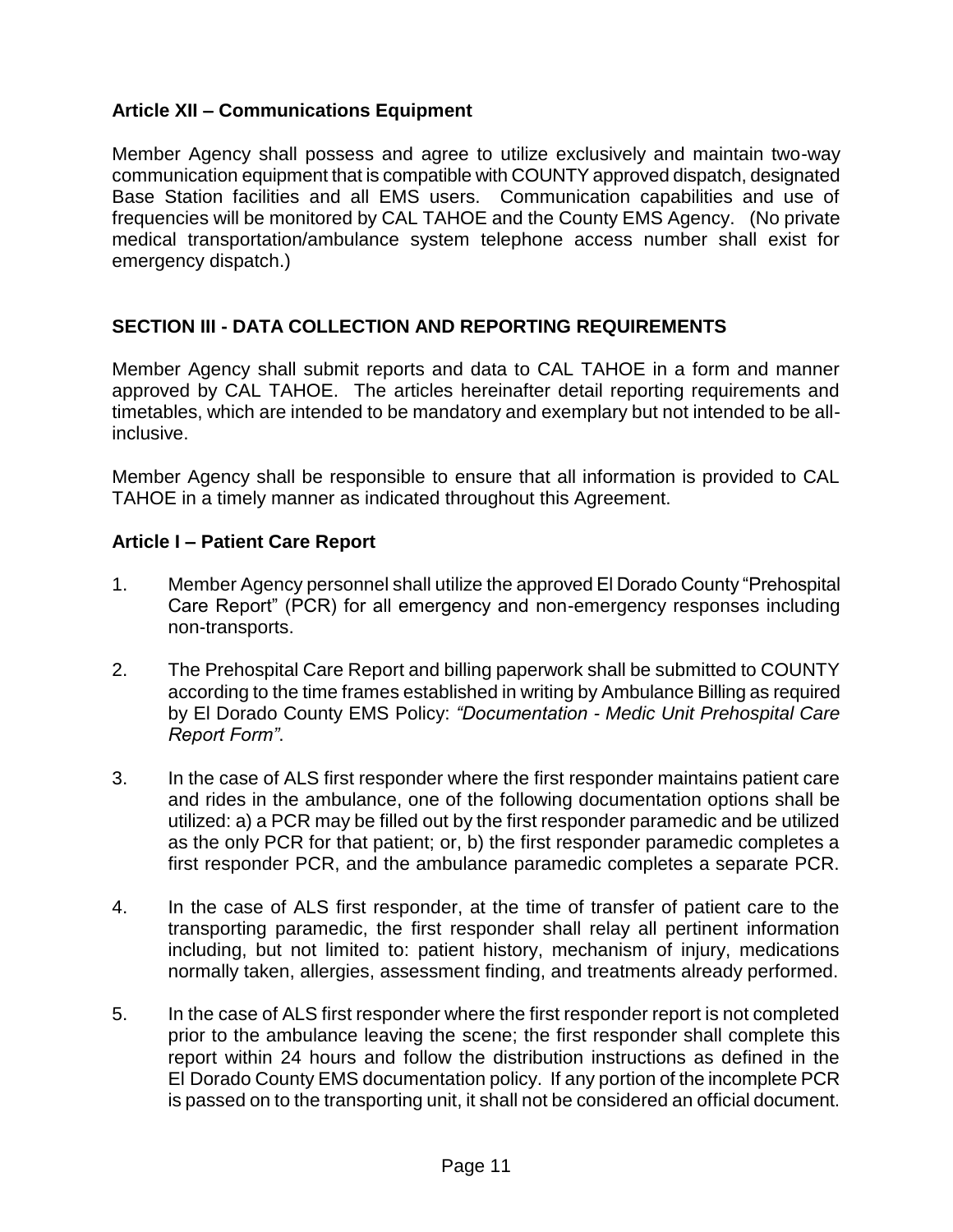### Article XII – Communications Equipment

Member Agency shall possess and agree to utilize exclusively and maintain two-way communication equipment that is compatible with COUNTY approved dispatch, designated Base Station facilities and all EMS users. Communication capabilities and use of frequencies will be monitored by CAL TAHOE and the County EMS Agency. (No private medical transportation/ambulance system telephone access number shall exist for emergency dispatch.)

## SECTION III - DATA COLLECTION AND REPORTING REQUIREMENTS

Member Agency shall submit reports and data to CAL TAHOE in a form and manner approved by CAL TAHOE. The articles hereinafter detail reporting requirements and timetables, which are intended to be mandatory and exemplary but not intended to be all-inclusive.

Member Agency shall be responsible to ensure that all information is provided to CAL TAHOE in a timely manner as indicated throughout this Agreement.

### Article I – Patient Care Report

1. Member Agency personnel shall utilize the approved El Dorado County "Prehospital Care Report" (PCR) for all emergency and non-emergency responses including non-transports.

2. The Prehospital Care Report and billing paperwork shall be submitted to COUNTY according to the time frames established in writing by Ambulance Billing as required by El Dorado County EMS Policy: *"Documentation - Medic Unit Prehospital Care Report Form"*.

3. In the case of ALS first responder where the first responder maintains patient care and rides in the ambulance, one of the following documentation options shall be utilized: a) a PCR may be filled out by the first responder paramedic and be utilized as the only PCR for that patient; or, b) the first responder paramedic completes a first responder PCR, and the ambulance paramedic completes a separate PCR.

4. In the case of ALS first responder, at the time of transfer of patient care to the transporting paramedic, the first responder shall relay all pertinent information including, but not limited to: patient history, mechanism of injury, medications normally taken, allergies, assessment finding, and treatments already performed.

5. In the case of ALS first responder where the first responder report is not completed prior to the ambulance leaving the scene; the first responder shall complete this report within 24 hours and follow the distribution instructions as defined in the El Dorado County EMS documentation policy. If any portion of the incomplete PCR is passed on to the transporting unit, it shall not be considered an official document.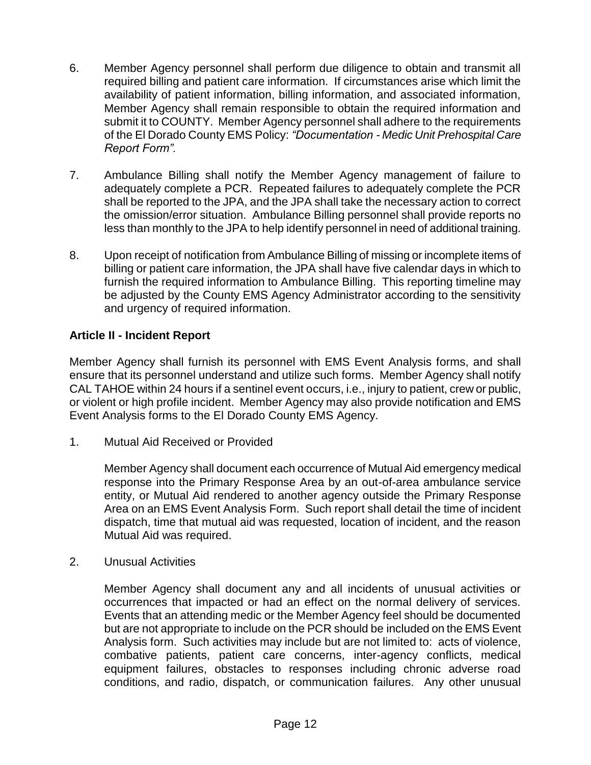6. Member Agency personnel shall perform due diligence to obtain and transmit all required billing and patient care information. If circumstances arise which limit the availability of patient information, billing information, and associated information, Member Agency shall remain responsible to obtain the required information and submit it to COUNTY. Member Agency personnel shall adhere to the requirements of the El Dorado County EMS Policy: *"Documentation - Medic Unit Prehospital Care Report Form".*

7. Ambulance Billing shall notify the Member Agency management of failure to adequately complete a PCR. Repeated failures to adequately complete the PCR shall be reported to the JPA, and the JPA shall take the necessary action to correct the omission/error situation. Ambulance Billing personnel shall provide reports no less than monthly to the JPA to help identify personnel in need of additional training.

8. Upon receipt of notification from Ambulance Billing of missing or incomplete items of billing or patient care information, the JPA shall have five calendar days in which to furnish the required information to Ambulance Billing. This reporting timeline may be adjusted by the County EMS Agency Administrator according to the sensitivity and urgency of required information.

**Article II - Incident Report**

Member Agency shall furnish its personnel with EMS Event Analysis forms, and shall ensure that its personnel understand and utilize such forms. Member Agency shall notify CAL TAHOE within 24 hours if a sentinel event occurs, i.e., injury to patient, crew or public, or violent or high profile incident. Member Agency may also provide notification and EMS Event Analysis forms to the El Dorado County EMS Agency.

1. Mutual Aid Received or Provided

   Member Agency shall document each occurrence of Mutual Aid emergency medical response into the Primary Response Area by an out-of-area ambulance service entity, or Mutual Aid rendered to another agency outside the Primary Response Area on an EMS Event Analysis Form. Such report shall detail the time of incident dispatch, time that mutual aid was requested, location of incident, and the reason Mutual Aid was required.

2. Unusual Activities

   Member Agency shall document any and all incidents of unusual activities or occurrences that impacted or had an effect on the normal delivery of services. Events that an attending medic or the Member Agency feel should be documented but are not appropriate to include on the PCR should be included on the EMS Event Analysis form. Such activities may include but are not limited to: acts of violence, combative patients, patient care concerns, inter-agency conflicts, medical equipment failures, obstacles to responses including chronic adverse road conditions, and radio, dispatch, or communication failures. Any other unusual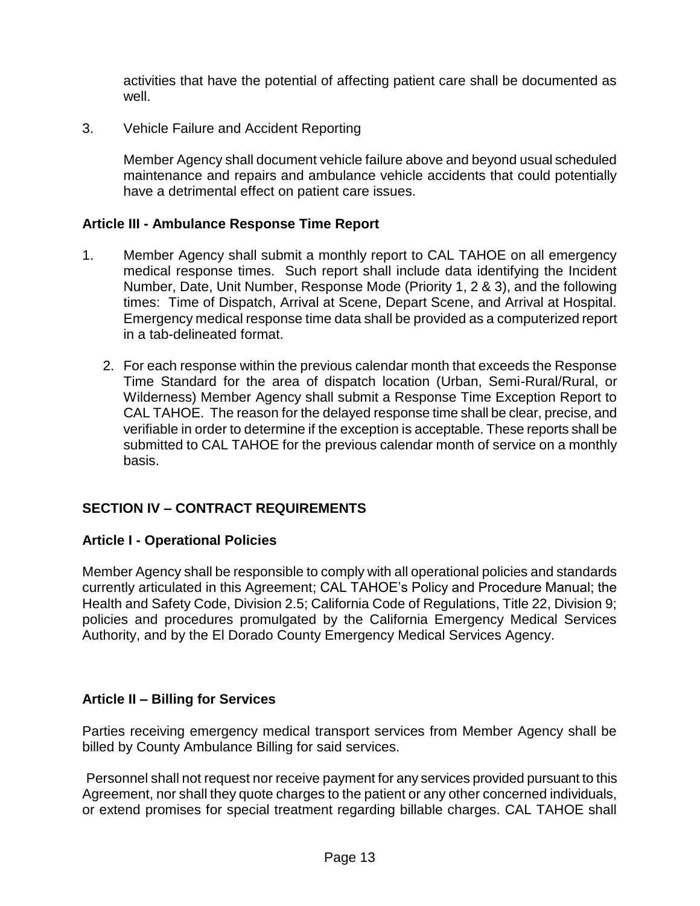activities that have the potential of affecting patient care shall be documented as well.

3. Vehicle Failure and Accident Reporting

   Member Agency shall document vehicle failure above and beyond usual scheduled maintenance and repairs and ambulance vehicle accidents that could potentially have a detrimental effect on patient care issues.

**Article III - Ambulance Response Time Report**

1. Member Agency shall submit a monthly report to CAL TAHOE on all emergency medical response times. Such report shall include data identifying the Incident Number, Date, Unit Number, Response Mode (Priority 1, 2 & 3), and the following times: Time of Dispatch, Arrival at Scene, Depart Scene, and Arrival at Hospital. Emergency medical response time data shall be provided as a computerized report in a tab-delineated format.

2. For each response within the previous calendar month that exceeds the Response Time Standard for the area of dispatch location (Urban, Semi-Rural/Rural, or Wilderness) Member Agency shall submit a Response Time Exception Report to CAL TAHOE. The reason for the delayed response time shall be clear, precise, and verifiable in order to determine if the exception is acceptable. These reports shall be submitted to CAL TAHOE for the previous calendar month of service on a monthly basis.

## SECTION IV – CONTRACT REQUIREMENTS

**Article I - Operational Policies**

Member Agency shall be responsible to comply with all operational policies and standards currently articulated in this Agreement; CAL TAHOE's Policy and Procedure Manual; the Health and Safety Code, Division 2.5; California Code of Regulations, Title 22, Division 9; policies and procedures promulgated by the California Emergency Medical Services Authority, and by the El Dorado County Emergency Medical Services Agency.

**Article II – Billing for Services**

Parties receiving emergency medical transport services from Member Agency shall be billed by County Ambulance Billing for said services.

Personnel shall not request nor receive payment for any services provided pursuant to this Agreement, nor shall they quote charges to the patient or any other concerned individuals, or extend promises for special treatment regarding billable charges. CAL TAHOE shall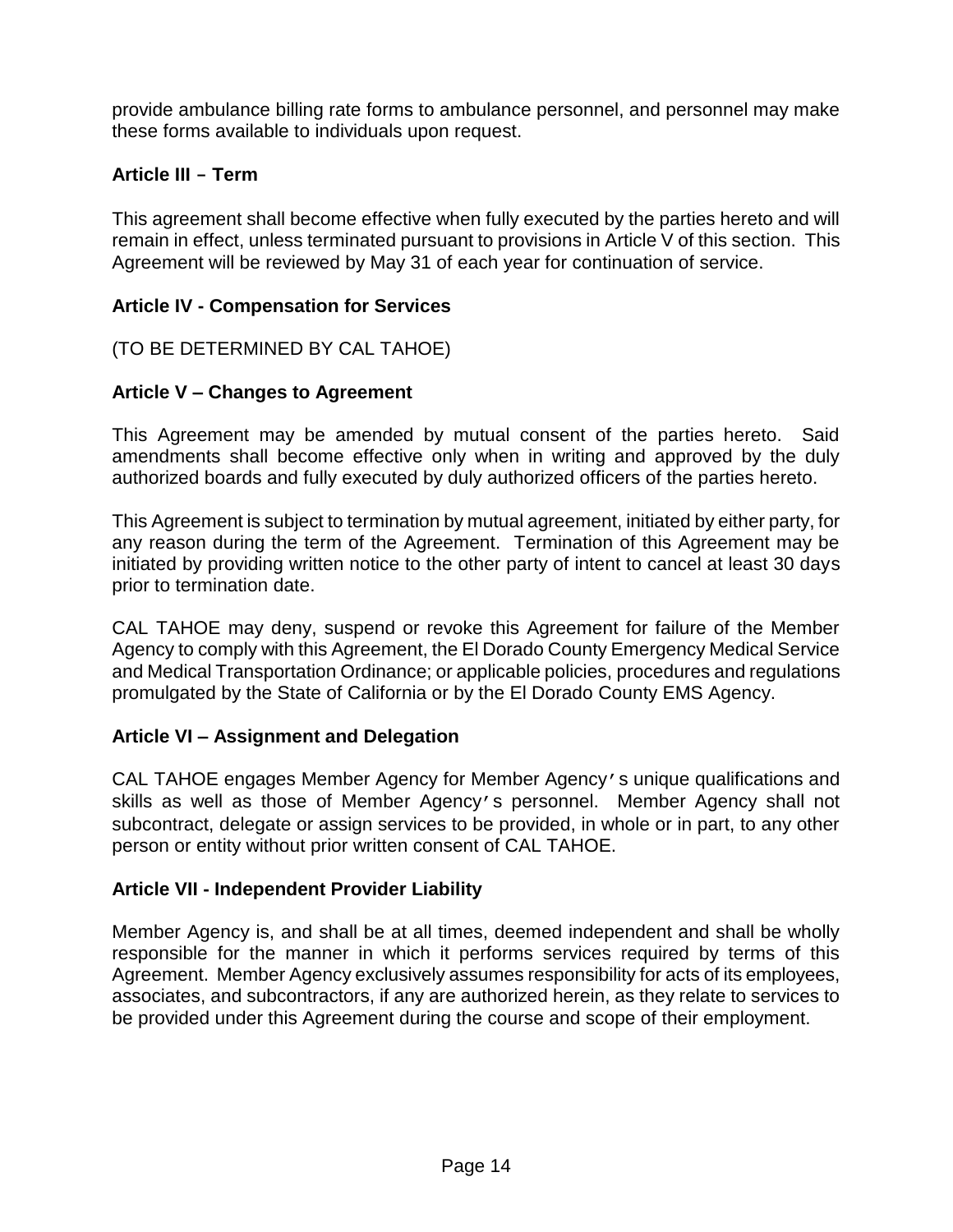provide ambulance billing rate forms to ambulance personnel, and personnel may make these forms available to individuals upon request.

**Article III – Term**

This agreement shall become effective when fully executed by the parties hereto and will remain in effect, unless terminated pursuant to provisions in Article V of this section. This Agreement will be reviewed by May 31 of each year for continuation of service.

**Article IV - Compensation for Services**

(TO BE DETERMINED BY CAL TAHOE)

**Article V – Changes to Agreement**

This Agreement may be amended by mutual consent of the parties hereto. Said amendments shall become effective only when in writing and approved by the duly authorized boards and fully executed by duly authorized officers of the parties hereto.

This Agreement is subject to termination by mutual agreement, initiated by either party, for any reason during the term of the Agreement. Termination of this Agreement may be initiated by providing written notice to the other party of intent to cancel at least 30 days prior to termination date.

CAL TAHOE may deny, suspend or revoke this Agreement for failure of the Member Agency to comply with this Agreement, the El Dorado County Emergency Medical Service and Medical Transportation Ordinance; or applicable policies, procedures and regulations promulgated by the State of California or by the El Dorado County EMS Agency.

**Article VI – Assignment and Delegation**

CAL TAHOE engages Member Agency for Member Agency's unique qualifications and skills as well as those of Member Agency's personnel. Member Agency shall not subcontract, delegate or assign services to be provided, in whole or in part, to any other person or entity without prior written consent of CAL TAHOE.

**Article VII - Independent Provider Liability**

Member Agency is, and shall be at all times, deemed independent and shall be wholly responsible for the manner in which it performs services required by terms of this Agreement. Member Agency exclusively assumes responsibility for acts of its employees, associates, and subcontractors, if any are authorized herein, as they relate to services to be provided under this Agreement during the course and scope of their employment.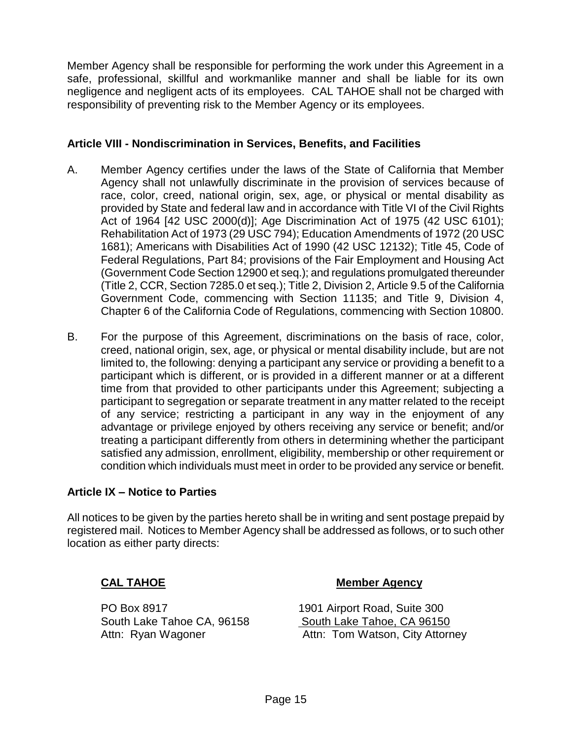Member Agency shall be responsible for performing the work under this Agreement in a safe, professional, skillful and workmanlike manner and shall be liable for its own negligence and negligent acts of its employees. CAL TAHOE shall not be charged with responsibility of preventing risk to the Member Agency or its employees.

**Article VIII - Nondiscrimination in Services, Benefits, and Facilities**

A. Member Agency certifies under the laws of the State of California that Member Agency shall not unlawfully discriminate in the provision of services because of race, color, creed, national origin, sex, age, or physical or mental disability as provided by State and federal law and in accordance with Title VI of the Civil Rights Act of 1964 [42 USC 2000(d)]; Age Discrimination Act of 1975 (42 USC 6101); Rehabilitation Act of 1973 (29 USC 794); Education Amendments of 1972 (20 USC 1681); Americans with Disabilities Act of 1990 (42 USC 12132); Title 45, Code of Federal Regulations, Part 84; provisions of the Fair Employment and Housing Act (Government Code Section 12900 et seq.); and regulations promulgated thereunder (Title 2, CCR, Section 7285.0 et seq.); Title 2, Division 2, Article 9.5 of the California Government Code, commencing with Section 11135; and Title 9, Division 4, Chapter 6 of the California Code of Regulations, commencing with Section 10800.

B. For the purpose of this Agreement, discriminations on the basis of race, color, creed, national origin, sex, age, or physical or mental disability include, but are not limited to, the following: denying a participant any service or providing a benefit to a participant which is different, or is provided in a different manner or at a different time from that provided to other participants under this Agreement; subjecting a participant to segregation or separate treatment in any matter related to the receipt of any service; restricting a participant in any way in the enjoyment of any advantage or privilege enjoyed by others receiving any service or benefit; and/or treating a participant differently from others in determining whether the participant satisfied any admission, enrollment, eligibility, membership or other requirement or condition which individuals must meet in order to be provided any service or benefit.

**Article IX – Notice to Parties**

All notices to be given by the parties hereto shall be in writing and sent postage prepaid by registered mail. Notices to Member Agency shall be addressed as follows, or to such other location as either party directs:

| **CAL TAHOE** | **Member Agency** |
|---|---|
| PO Box 8917 | 1901 Airport Road, Suite 300 |
| South Lake Tahoe CA, 96158 | South Lake Tahoe, CA 96150 |
| Attn: Ryan Wagoner | Attn: Tom Watson, City Attorney |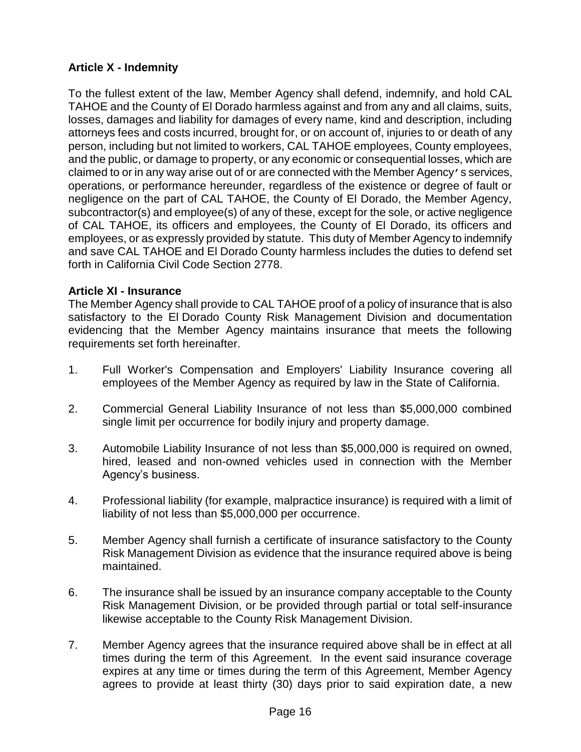**Article X - Indemnity**

To the fullest extent of the law, Member Agency shall defend, indemnify, and hold CAL TAHOE and the County of El Dorado harmless against and from any and all claims, suits, losses, damages and liability for damages of every name, kind and description, including attorneys fees and costs incurred, brought for, or on account of, injuries to or death of any person, including but not limited to workers, CAL TAHOE employees, County employees, and the public, or damage to property, or any economic or consequential losses, which are claimed to or in any way arise out of or are connected with the Member Agency's services, operations, or performance hereunder, regardless of the existence or degree of fault or negligence on the part of CAL TAHOE, the County of El Dorado, the Member Agency, subcontractor(s) and employee(s) of any of these, except for the sole, or active negligence of CAL TAHOE, its officers and employees, the County of El Dorado, its officers and employees, or as expressly provided by statute. This duty of Member Agency to indemnify and save CAL TAHOE and El Dorado County harmless includes the duties to defend set forth in California Civil Code Section 2778.

**Article XI - Insurance**

The Member Agency shall provide to CAL TAHOE proof of a policy of insurance that is also satisfactory to the El Dorado County Risk Management Division and documentation evidencing that the Member Agency maintains insurance that meets the following requirements set forth hereinafter.

1. Full Worker's Compensation and Employers' Liability Insurance covering all employees of the Member Agency as required by law in the State of California.

2. Commercial General Liability Insurance of not less than $5,000,000 combined single limit per occurrence for bodily injury and property damage.

3. Automobile Liability Insurance of not less than $5,000,000 is required on owned, hired, leased and non-owned vehicles used in connection with the Member Agency's business.

4. Professional liability (for example, malpractice insurance) is required with a limit of liability of not less than $5,000,000 per occurrence.

5. Member Agency shall furnish a certificate of insurance satisfactory to the County Risk Management Division as evidence that the insurance required above is being maintained.

6. The insurance shall be issued by an insurance company acceptable to the County Risk Management Division, or be provided through partial or total self-insurance likewise acceptable to the County Risk Management Division.

7. Member Agency agrees that the insurance required above shall be in effect at all times during the term of this Agreement. In the event said insurance coverage expires at any time or times during the term of this Agreement, Member Agency agrees to provide at least thirty (30) days prior to said expiration date, a new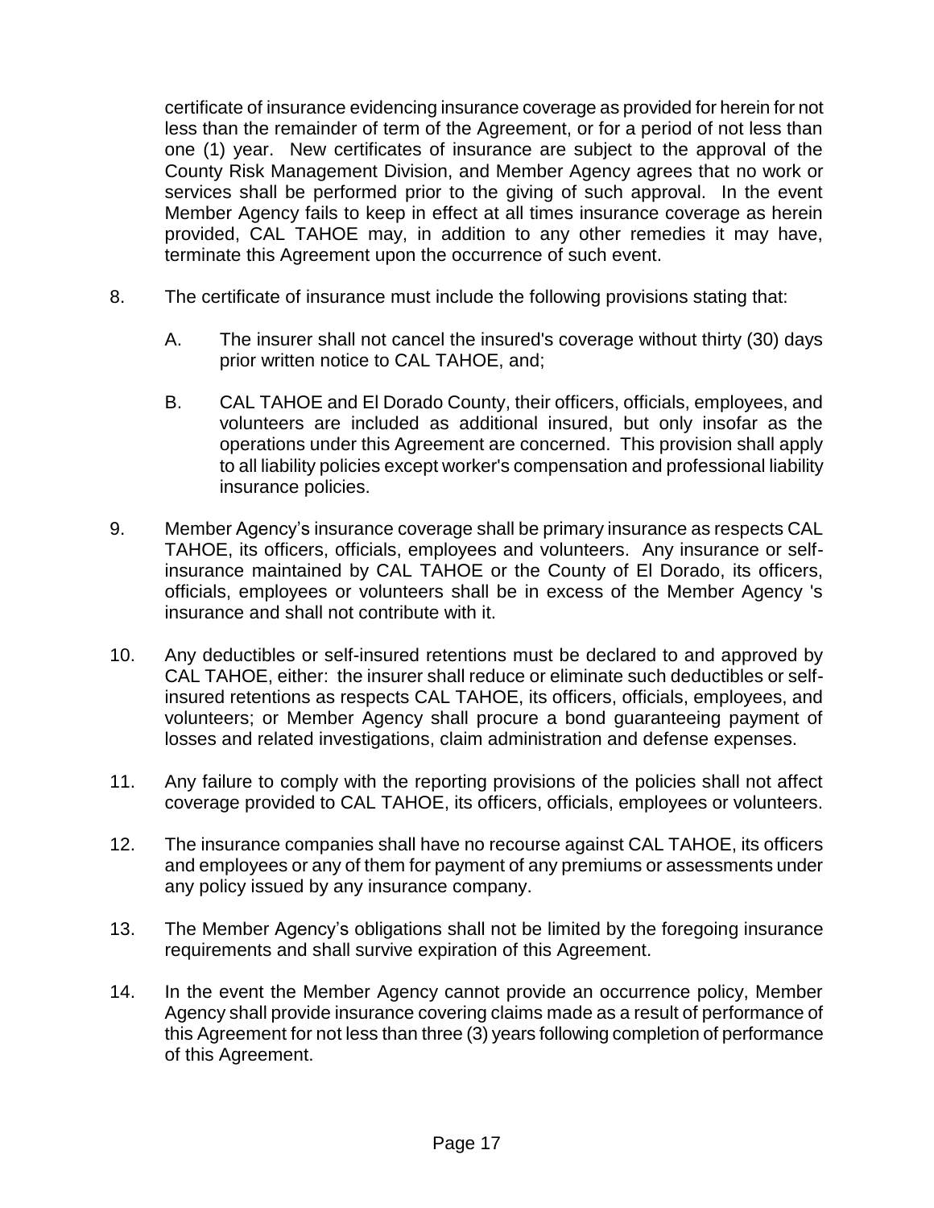certificate of insurance evidencing insurance coverage as provided for herein for not less than the remainder of term of the Agreement, or for a period of not less than one (1) year. New certificates of insurance are subject to the approval of the County Risk Management Division, and Member Agency agrees that no work or services shall be performed prior to the giving of such approval. In the event Member Agency fails to keep in effect at all times insurance coverage as herein provided, CAL TAHOE may, in addition to any other remedies it may have, terminate this Agreement upon the occurrence of such event.

8. The certificate of insurance must include the following provisions stating that:

   A. The insurer shall not cancel the insured's coverage without thirty (30) days prior written notice to CAL TAHOE, and;

   B. CAL TAHOE and El Dorado County, their officers, officials, employees, and volunteers are included as additional insured, but only insofar as the operations under this Agreement are concerned. This provision shall apply to all liability policies except worker's compensation and professional liability insurance policies.

9. Member Agency's insurance coverage shall be primary insurance as respects CAL TAHOE, its officers, officials, employees and volunteers. Any insurance or self-insurance maintained by CAL TAHOE or the County of El Dorado, its officers, officials, employees or volunteers shall be in excess of the Member Agency 's insurance and shall not contribute with it.

10. Any deductibles or self-insured retentions must be declared to and approved by CAL TAHOE, either: the insurer shall reduce or eliminate such deductibles or self-insured retentions as respects CAL TAHOE, its officers, officials, employees, and volunteers; or Member Agency shall procure a bond guaranteeing payment of losses and related investigations, claim administration and defense expenses.

11. Any failure to comply with the reporting provisions of the policies shall not affect coverage provided to CAL TAHOE, its officers, officials, employees or volunteers.

12. The insurance companies shall have no recourse against CAL TAHOE, its officers and employees or any of them for payment of any premiums or assessments under any policy issued by any insurance company.

13. The Member Agency's obligations shall not be limited by the foregoing insurance requirements and shall survive expiration of this Agreement.

14. In the event the Member Agency cannot provide an occurrence policy, Member Agency shall provide insurance covering claims made as a result of performance of this Agreement for not less than three (3) years following completion of performance of this Agreement.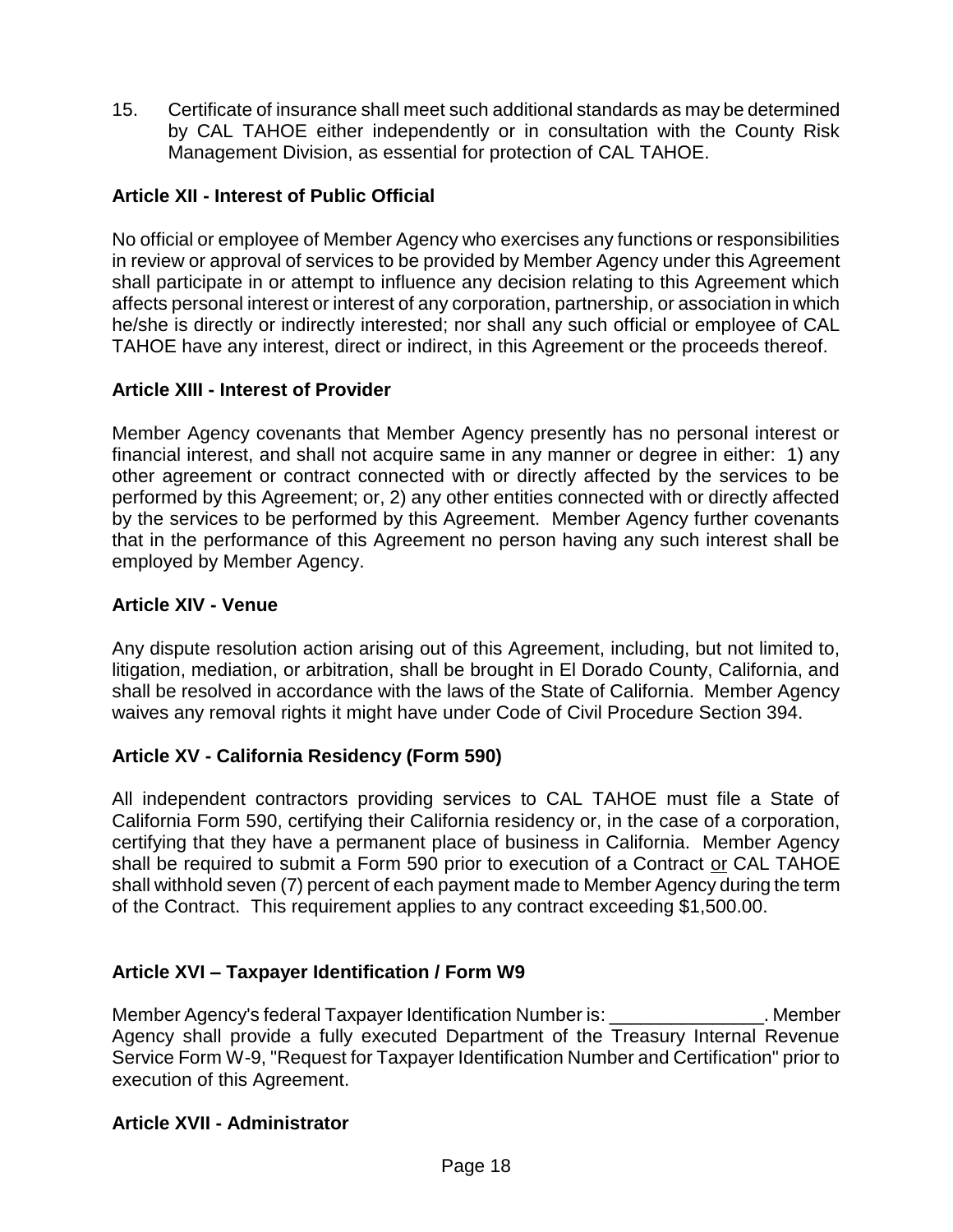15. Certificate of insurance shall meet such additional standards as may be determined by CAL TAHOE either independently or in consultation with the County Risk Management Division, as essential for protection of CAL TAHOE.

### Article XII - Interest of Public Official

No official or employee of Member Agency who exercises any functions or responsibilities in review or approval of services to be provided by Member Agency under this Agreement shall participate in or attempt to influence any decision relating to this Agreement which affects personal interest or interest of any corporation, partnership, or association in which he/she is directly or indirectly interested; nor shall any such official or employee of CAL TAHOE have any interest, direct or indirect, in this Agreement or the proceeds thereof.

### Article XIII - Interest of Provider

Member Agency covenants that Member Agency presently has no personal interest or financial interest, and shall not acquire same in any manner or degree in either: 1) any other agreement or contract connected with or directly affected by the services to be performed by this Agreement; or, 2) any other entities connected with or directly affected by the services to be performed by this Agreement. Member Agency further covenants that in the performance of this Agreement no person having any such interest shall be employed by Member Agency.

### Article XIV - Venue

Any dispute resolution action arising out of this Agreement, including, but not limited to, litigation, mediation, or arbitration, shall be brought in El Dorado County, California, and shall be resolved in accordance with the laws of the State of California. Member Agency waives any removal rights it might have under Code of Civil Procedure Section 394.

### Article XV - California Residency (Form 590)

All independent contractors providing services to CAL TAHOE must file a State of California Form 590, certifying their California residency or, in the case of a corporation, certifying that they have a permanent place of business in California. Member Agency shall be required to submit a Form 590 prior to execution of a Contract <u>or</u> CAL TAHOE shall withhold seven (7) percent of each payment made to Member Agency during the term of the Contract. This requirement applies to any contract exceeding $1,500.00.

### Article XVI – Taxpayer Identification / Form W9

Member Agency's federal Taxpayer Identification Number is: _______________. Member Agency shall provide a fully executed Department of the Treasury Internal Revenue Service Form W-9, "Request for Taxpayer Identification Number and Certification" prior to execution of this Agreement.

### Article XVII - Administrator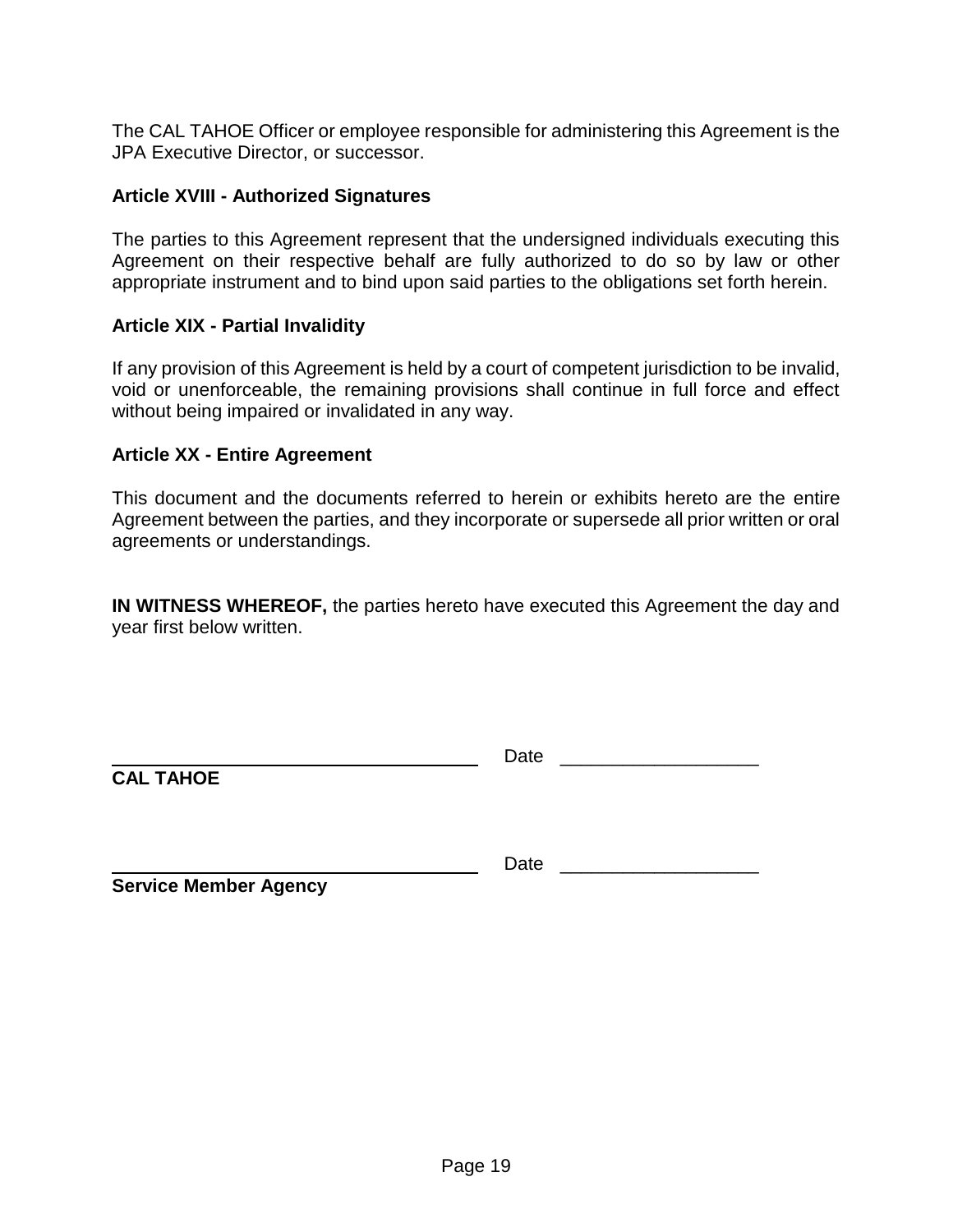The CAL TAHOE Officer or employee responsible for administering this Agreement is the JPA Executive Director, or successor.

**Article XVIII - Authorized Signatures**

The parties to this Agreement represent that the undersigned individuals executing this Agreement on their respective behalf are fully authorized to do so by law or other appropriate instrument and to bind upon said parties to the obligations set forth herein.

**Article XIX - Partial Invalidity**

If any provision of this Agreement is held by a court of competent jurisdiction to be invalid, void or unenforceable, the remaining provisions shall continue in full force and effect without being impaired or invalidated in any way.

**Article XX - Entire Agreement**

This document and the documents referred to herein or exhibits hereto are the entire Agreement between the parties, and they incorporate or supersede all prior written or oral agreements or understandings.

**IN WITNESS WHEREOF,** the parties hereto have executed this Agreement the day and year first below written.

\_\_\_\_\_\_\_\_\_\_\_\_\_\_\_\_\_\_\_\_\_\_\_\_\_\_\_\_\_\_\_\_\_\_\_\_ Date \_\_\_\_\_\_\_\_\_\_\_\_\_\_\_\_\_\_\_
**CAL TAHOE**

\_\_\_\_\_\_\_\_\_\_\_\_\_\_\_\_\_\_\_\_\_\_\_\_\_\_\_\_\_\_\_\_\_\_\_\_ Date \_\_\_\_\_\_\_\_\_\_\_\_\_\_\_\_\_\_\_
**Service Member Agency**